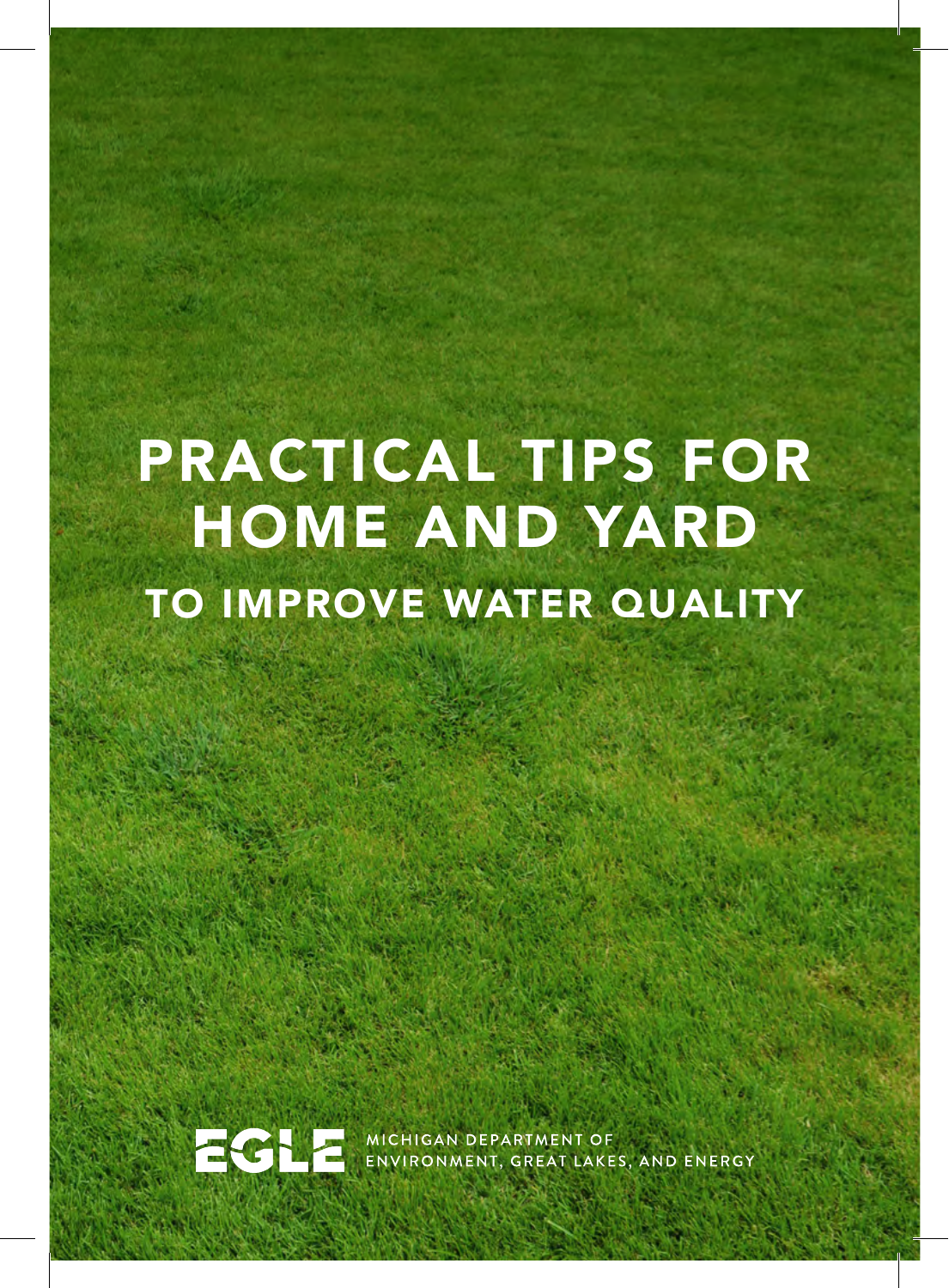# PRACTICAL TIPS FOR HOME AND YARD

## TO IMPROVE WATER QUALITY

EGLE

MICHIGAN DEPARTMENT OF ENVIRONMENT, GREAT LAKES, AND ENERGY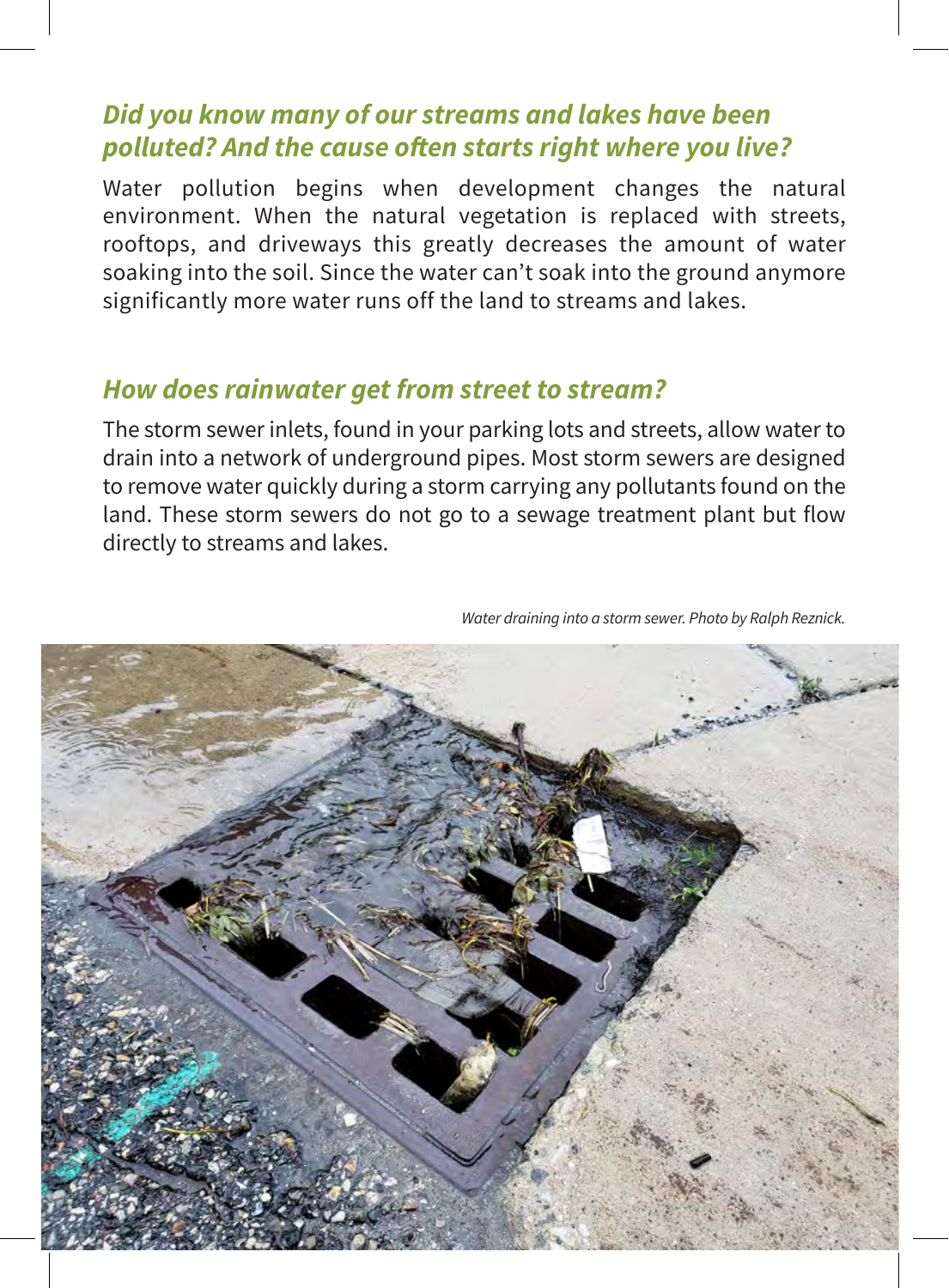## *Did you know many of our streams and lakes have been polluted? And the cause often starts right where you live?*

Water pollution begins when development changes the natural environment. When the natural vegetation is replaced with streets, rooftops, and driveways this greatly decreases the amount of water soaking into the soil. Since the water can't soak into the ground anymore significantly more water runs off the land to streams and lakes.

## *How does rainwater get from street to stream?*

The storm sewer inlets, found in your parking lots and streets, allow water to drain into a network of underground pipes. Most storm sewers are designed to remove water quickly during a storm carrying any pollutants found on the land. These storm sewers do not go to a sewage treatment plant but flow directly to streams and lakes.

*Water draining into a storm sewer. Photo by Ralph Reznick.*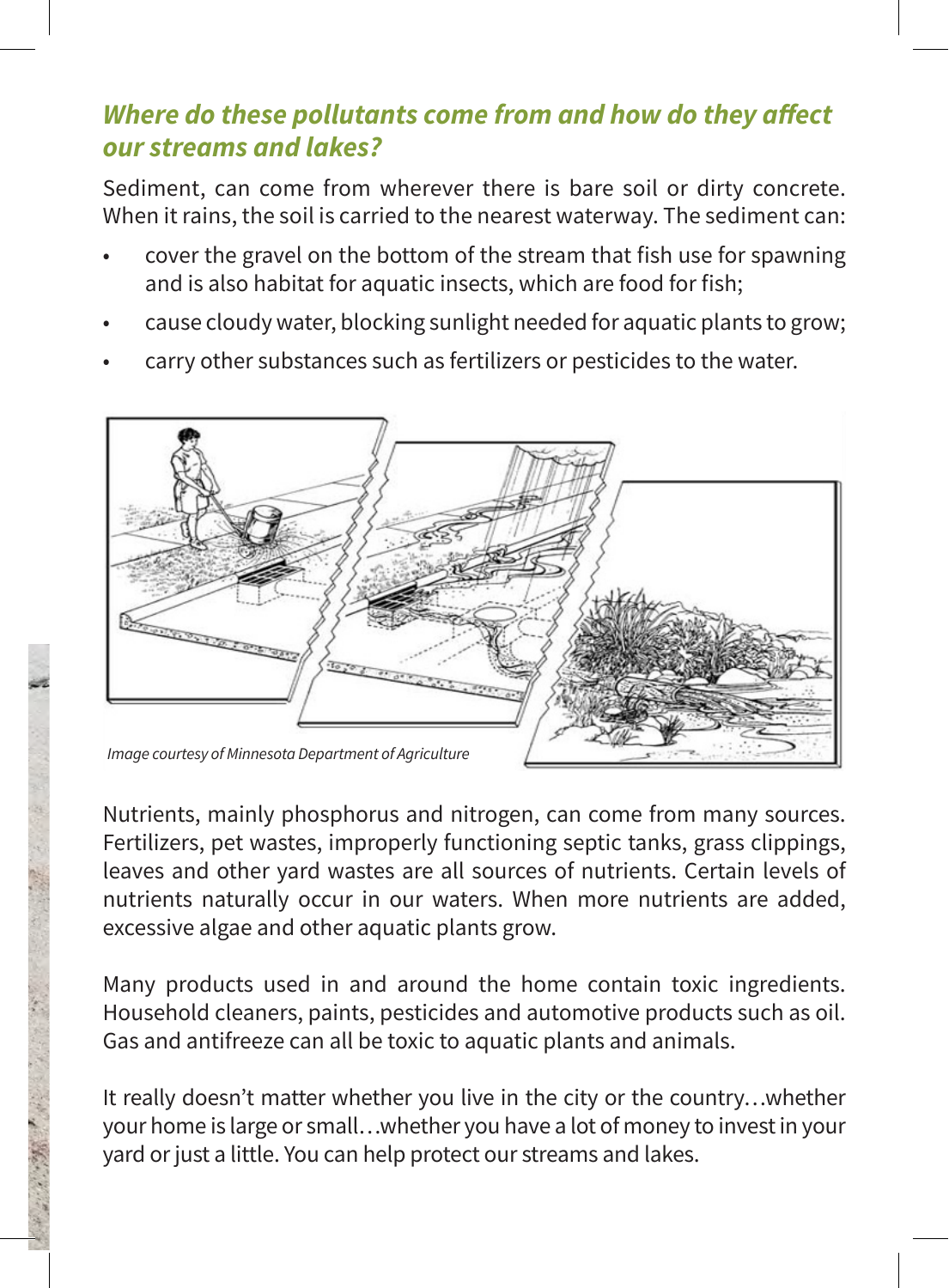### *Where do these pollutants come from and how do they affect our streams and lakes?*

Sediment, can come from wherever there is bare soil or dirty concrete. When it rains, the soil is carried to the nearest waterway. The sediment can:

- cover the gravel on the bottom of the stream that fish use for spawning and is also habitat for aquatic insects, which are food for fish;
- cause cloudy water, blocking sunlight needed for aquatic plants to grow;
- carry other substances such as fertilizers or pesticides to the water.

*Image courtesy of Minnesota Department of Agriculture*

Nutrients, mainly phosphorus and nitrogen, can come from many sources. Fertilizers, pet wastes, improperly functioning septic tanks, grass clippings, leaves and other yard wastes are all sources of nutrients. Certain levels of nutrients naturally occur in our waters. When more nutrients are added, excessive algae and other aquatic plants grow.

Many products used in and around the home contain toxic ingredients. Household cleaners, paints, pesticides and automotive products such as oil. Gas and antifreeze can all be toxic to aquatic plants and animals.

It really doesn't matter whether you live in the city or the country…whether your home is large or small…whether you have a lot of money to invest in your yard or just a little. You can help protect our streams and lakes.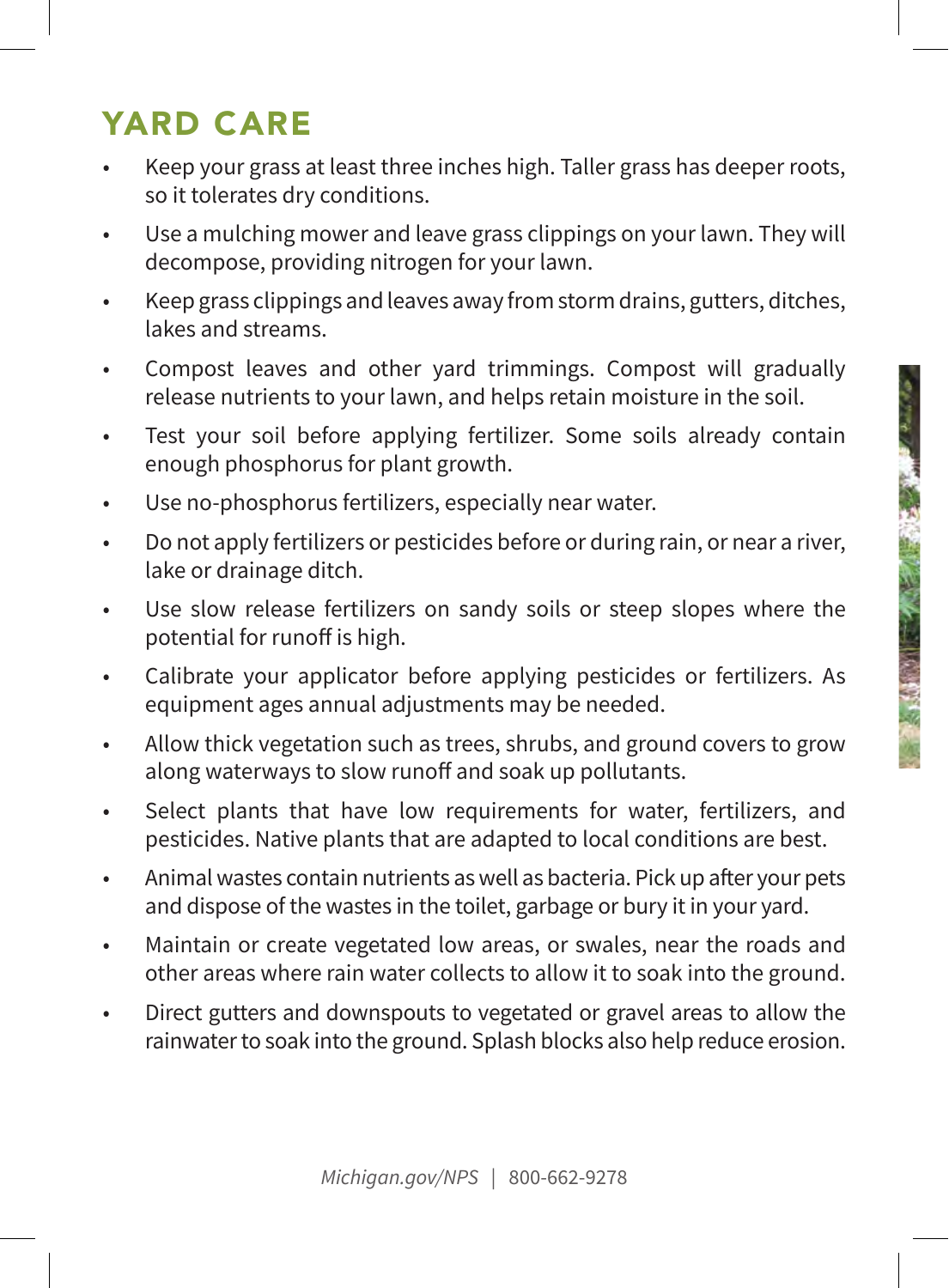## YARD CARE

- Keep your grass at least three inches high. Taller grass has deeper roots, so it tolerates dry conditions.
- Use a mulching mower and leave grass clippings on your lawn. They will decompose, providing nitrogen for your lawn.
- Keep grass clippings and leaves away from storm drains, gutters, ditches, lakes and streams.
- Compost leaves and other yard trimmings. Compost will gradually release nutrients to your lawn, and helps retain moisture in the soil.
- Test your soil before applying fertilizer. Some soils already contain enough phosphorus for plant growth.
- Use no-phosphorus fertilizers, especially near water.
- Do not apply fertilizers or pesticides before or during rain, or near a river, lake or drainage ditch.
- Use slow release fertilizers on sandy soils or steep slopes where the potential for runoff is high.
- Calibrate your applicator before applying pesticides or fertilizers. As equipment ages annual adjustments may be needed.
- Allow thick vegetation such as trees, shrubs, and ground covers to grow along waterways to slow runoff and soak up pollutants.
- Select plants that have low requirements for water, fertilizers, and pesticides. Native plants that are adapted to local conditions are best.
- Animal wastes contain nutrients as well as bacteria. Pick up after your pets and dispose of the wastes in the toilet, garbage or bury it in your yard.
- Maintain or create vegetated low areas, or swales, near the roads and other areas where rain water collects to allow it to soak into the ground.
- Direct gutters and downspouts to vegetated or gravel areas to allow the rainwater to soak into the ground. Splash blocks also help reduce erosion.

*Michigan.gov/NPS* | 800-662-9278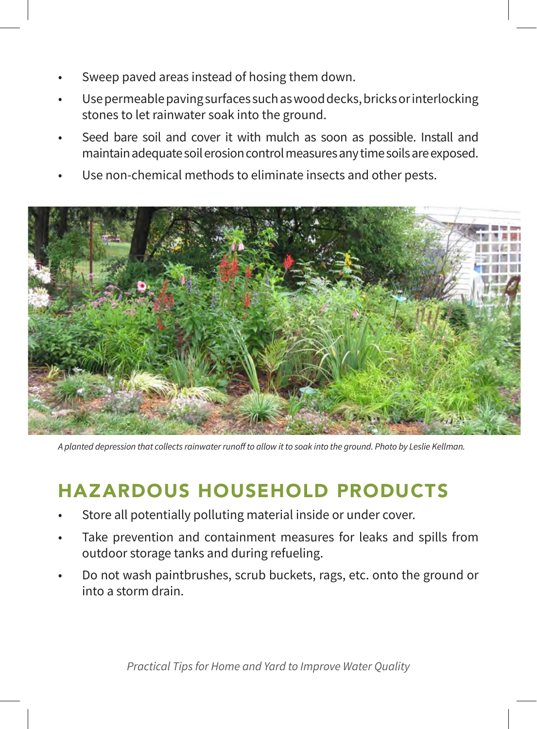- Sweep paved areas instead of hosing them down.
- Use permeable paving surfaces such as wood decks, bricks or interlocking stones to let rainwater soak into the ground.
- Seed bare soil and cover it with mulch as soon as possible. Install and maintain adequate soil erosion control measures any time soils are exposed.
- Use non-chemical methods to eliminate insects and other pests.

*A planted depression that collects rainwater runoff to allow it to soak into the ground. Photo by Leslie Kellman.*

## HAZARDOUS HOUSEHOLD PRODUCTS

- Store all potentially polluting material inside or under cover.
- Take prevention and containment measures for leaks and spills from outdoor storage tanks and during refueling.
- Do not wash paintbrushes, scrub buckets, rags, etc. onto the ground or into a storm drain.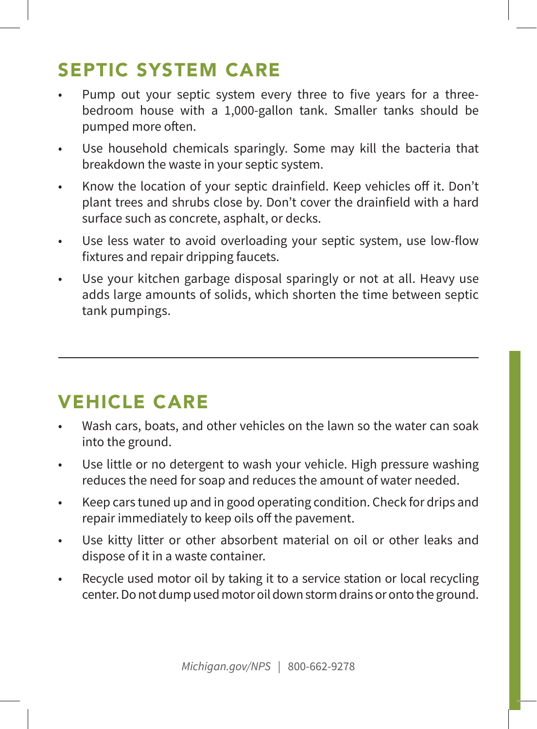## SEPTIC SYSTEM CARE

- Pump out your septic system every three to five years for a three-bedroom house with a 1,000-gallon tank. Smaller tanks should be pumped more often.
- Use household chemicals sparingly. Some may kill the bacteria that breakdown the waste in your septic system.
- Know the location of your septic drainfield. Keep vehicles off it. Don't plant trees and shrubs close by. Don't cover the drainfield with a hard surface such as concrete, asphalt, or decks.
- Use less water to avoid overloading your septic system, use low-flow fixtures and repair dripping faucets.
- Use your kitchen garbage disposal sparingly or not at all. Heavy use adds large amounts of solids, which shorten the time between septic tank pumpings.

---

## VEHICLE CARE

- Wash cars, boats, and other vehicles on the lawn so the water can soak into the ground.
- Use little or no detergent to wash your vehicle. High pressure washing reduces the need for soap and reduces the amount of water needed.
- Keep cars tuned up and in good operating condition. Check for drips and repair immediately to keep oils off the pavement.
- Use kitty litter or other absorbent material on oil or other leaks and dispose of it in a waste container.
- Recycle used motor oil by taking it to a service station or local recycling center. Do not dump used motor oil down storm drains or onto the ground.

*Michigan.gov/NPS* | 800-662-9278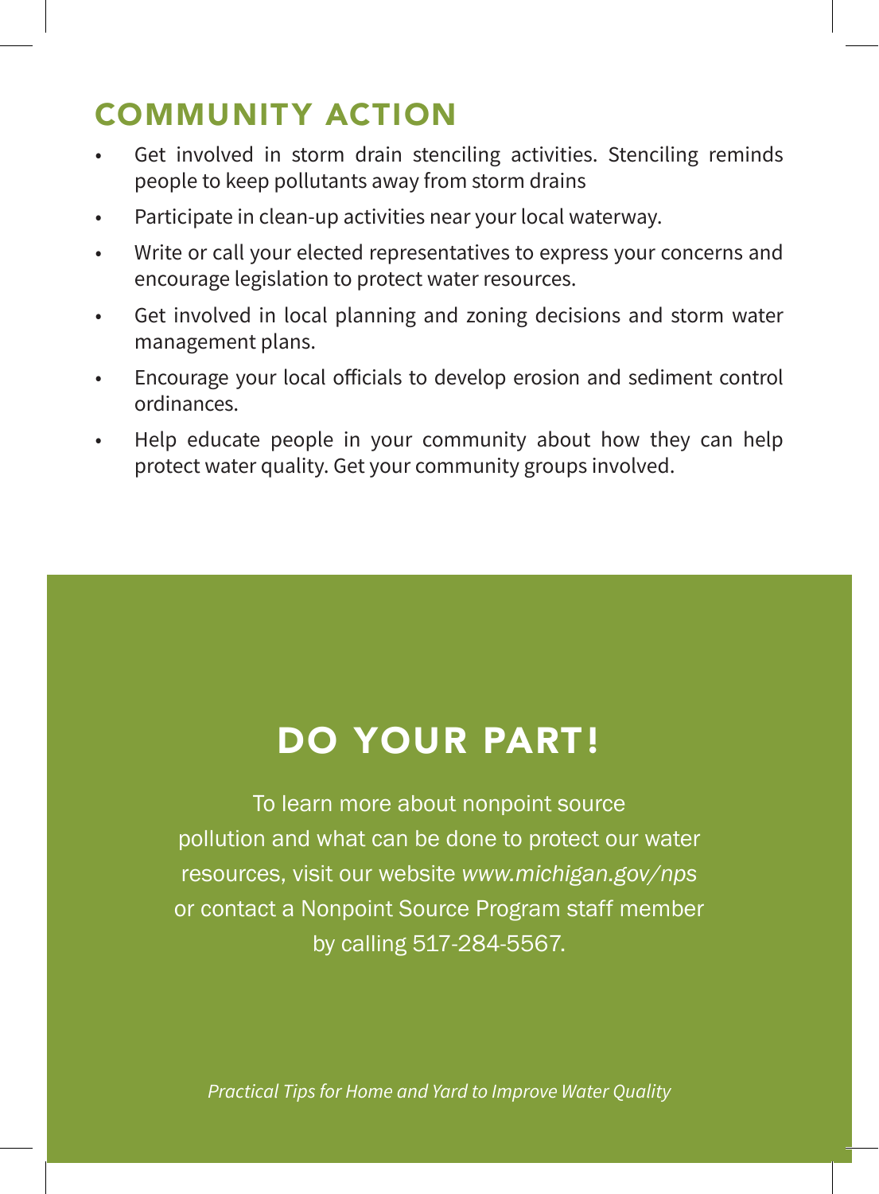## COMMUNITY ACTION

- Get involved in storm drain stenciling activities. Stenciling reminds people to keep pollutants away from storm drains
- Participate in clean-up activities near your local waterway.
- Write or call your elected representatives to express your concerns and encourage legislation to protect water resources.
- Get involved in local planning and zoning decisions and storm water management plans.
- Encourage your local officials to develop erosion and sediment control ordinances.
- Help educate people in your community about how they can help protect water quality. Get your community groups involved.

## DO YOUR PART!

To learn more about nonpoint source pollution and what can be done to protect our water resources, visit our website *www.michigan.gov/nps* or contact a Nonpoint Source Program staff member by calling 517-284-5567.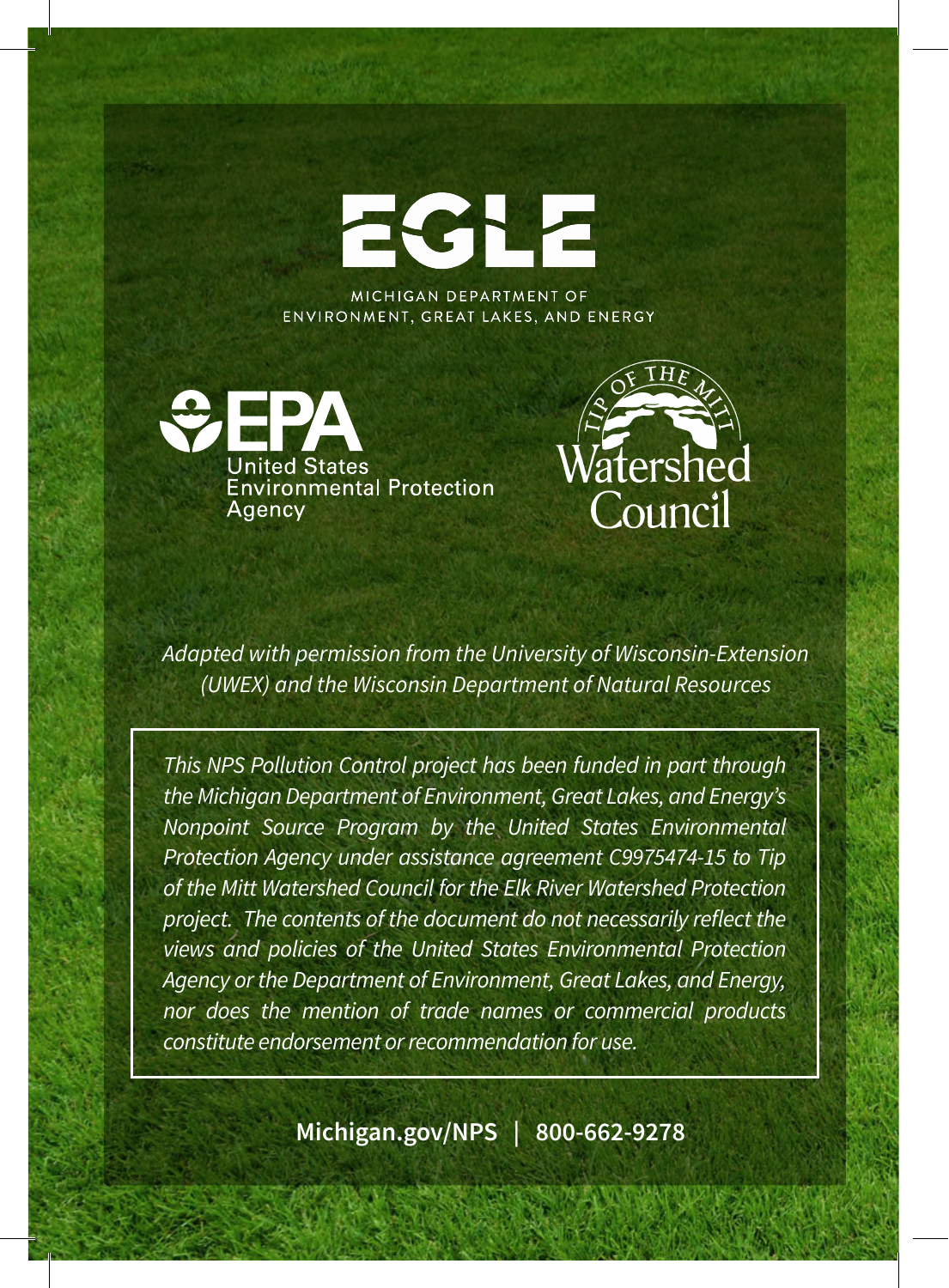EGLE

MICHIGAN DEPARTMENT OF
ENVIRONMENT, GREAT LAKES, AND ENERGY

EPA
United States
Environmental Protection
Agency

Tip of the Mitt
Watershed
Council

*Adapted with permission from the University of Wisconsin-Extension (UWEX) and the Wisconsin Department of Natural Resources*

*This NPS Pollution Control project has been funded in part through the Michigan Department of Environment, Great Lakes, and Energy's Nonpoint Source Program by the United States Environmental Protection Agency under assistance agreement C9975474-15 to Tip of the Mitt Watershed Council for the Elk River Watershed Protection project. The contents of the document do not necessarily reflect the views and policies of the United States Environmental Protection Agency or the Department of Environment, Great Lakes, and Energy, nor does the mention of trade names or commercial products constitute endorsement or recommendation for use.*

**Michigan.gov/NPS | 800-662-9278**